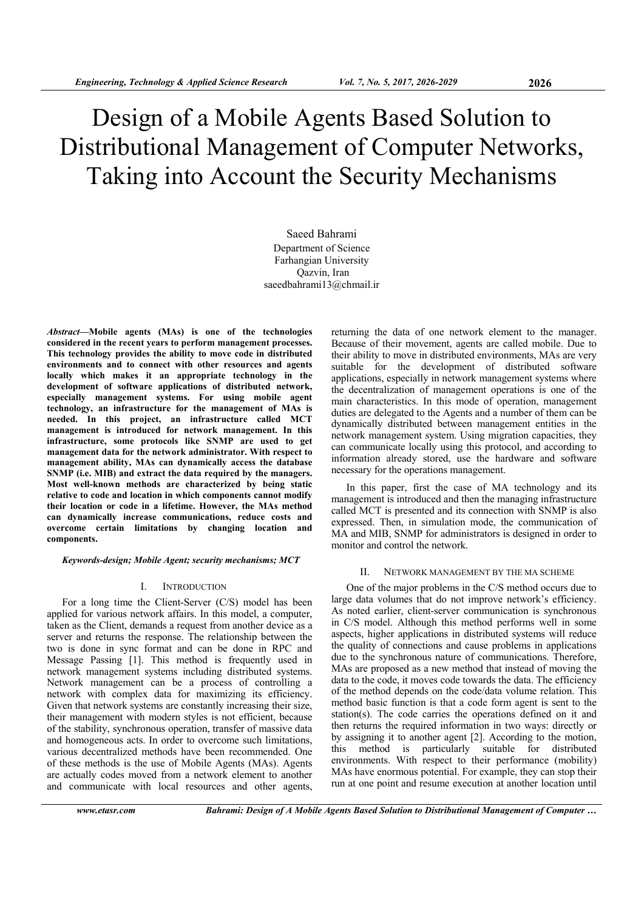# Design of a Mobile Agents Based Solution to Distributional Management of Computer Networks, Taking into Account the Security Mechanisms

Saeed Bahrami
Department of Science
Farhangian University
Qazvin, Iran
saeedbahrami13@chmail.ir

***Abstract*—Mobile agents (MAs) is one of the technologies considered in the recent years to perform management processes. This technology provides the ability to move code in distributed environments and to connect with other resources and agents locally which makes it an appropriate technology in the development of software applications of distributed network, especially management systems. For using mobile agent technology, an infrastructure for the management of MAs is needed. In this project, an infrastructure called MCT management is introduced for network management. In this infrastructure, some protocols like SNMP are used to get management data for the network administrator. With respect to management ability, MAs can dynamically access the database SNMP (i.e. MIB) and extract the data required by the managers. Most well-known methods are characterized by being static relative to code and location in which components cannot modify their location or code in a lifetime. However, the MAs method can dynamically increase communications, reduce costs and overcome certain limitations by changing location and components.**

***Keywords-design; Mobile Agent; security mechanisms; MCT***

## I. Introduction

For a long time the Client-Server (C/S) model has been applied for various network affairs. In this model, a computer, taken as the Client, demands a request from another device as a server and returns the response. The relationship between the two is done in sync format and can be done in RPC and Message Passing [1]. This method is frequently used in network management systems including distributed systems. Network management can be a process of controlling a network with complex data for maximizing its efficiency. Given that network systems are constantly increasing their size, their management with modern styles is not efficient, because of the stability, synchronous operation, transfer of massive data and homogeneous acts. In order to overcome such limitations, various decentralized methods have been recommended. One of these methods is the use of Mobile Agents (MAs). Agents are actually codes moved from a network element to another and communicate with local resources and other agents, returning the data of one network element to the manager. Because of their movement, agents are called mobile. Due to their ability to move in distributed environments, MAs are very suitable for the development of distributed software applications, especially in network management systems where the decentralization of management operations is one of the main characteristics. In this mode of operation, management duties are delegated to the Agents and a number of them can be dynamically distributed between management entities in the network management system. Using migration capacities, they can communicate locally using this protocol, and according to information already stored, use the hardware and software necessary for the operations management.

In this paper, first the case of MA technology and its management is introduced and then the managing infrastructure called MCT is presented and its connection with SNMP is also expressed. Then, in simulation mode, the communication of MA and MIB, SNMP for administrators is designed in order to monitor and control the network.

## II. Network Management by the MA Scheme

One of the major problems in the C/S method occurs due to large data volumes that do not improve network's efficiency. As noted earlier, client-server communication is synchronous in C/S model. Although this method performs well in some aspects, higher applications in distributed systems will reduce the quality of connections and cause problems in applications due to the synchronous nature of communications. Therefore, MAs are proposed as a new method that instead of moving the data to the code, it moves code towards the data. The efficiency of the method depends on the code/data volume relation. This method basic function is that a code form agent is sent to the station(s). The code carries the operations defined on it and then returns the required information in two ways: directly or by assigning it to another agent [2]. According to the motion, this method is particularly suitable for distributed environments. With respect to their performance (mobility) MAs have enormous potential. For example, they can stop their run at one point and resume execution at another location until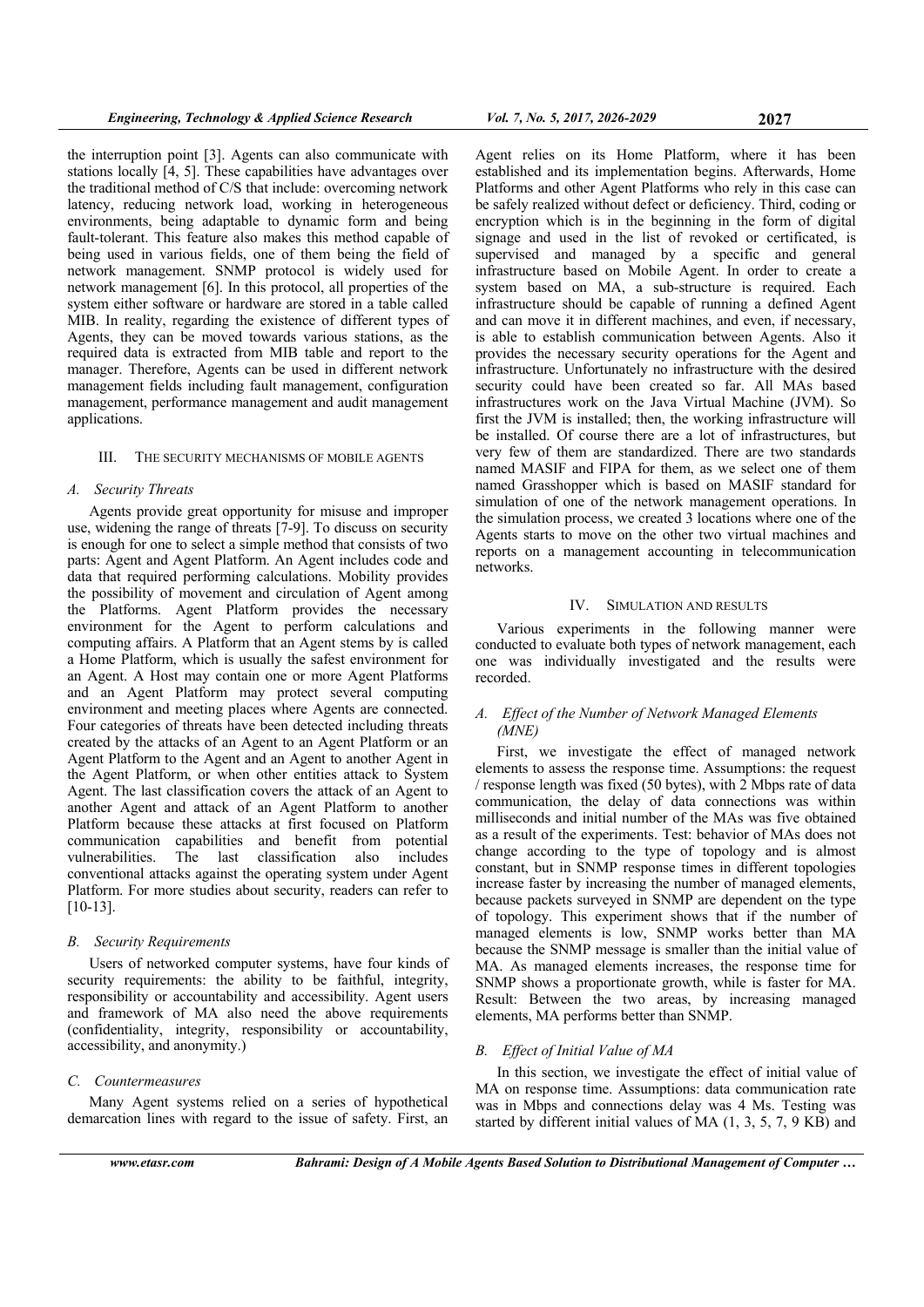the interruption point [3]. Agents can also communicate with stations locally [4, 5]. These capabilities have advantages over the traditional method of C/S that include: overcoming network latency, reducing network load, working in heterogeneous environments, being adaptable to dynamic form and being fault-tolerant. This feature also makes this method capable of being used in various fields, one of them being the field of network management. SNMP protocol is widely used for network management [6]. In this protocol, all properties of the system either software or hardware are stored in a table called MIB. In reality, regarding the existence of different types of Agents, they can be moved towards various stations, as the required data is extracted from MIB table and report to the manager. Therefore, Agents can be used in different network management fields including fault management, configuration management, performance management and audit management applications.

## III. THE SECURITY MECHANISMS OF MOBILE AGENTS

### A. Security Threats

Agents provide great opportunity for misuse and improper use, widening the range of threats [7-9]. To discuss on security is enough for one to select a simple method that consists of two parts: Agent and Agent Platform. An Agent includes code and data that required performing calculations. Mobility provides the possibility of movement and circulation of Agent among the Platforms. Agent Platform provides the necessary environment for the Agent to perform calculations and computing affairs. A Platform that an Agent stems by is called a Home Platform, which is usually the safest environment for an Agent. A Host may contain one or more Agent Platforms and an Agent Platform may protect several computing environment and meeting places where Agents are connected. Four categories of threats have been detected including threats created by the attacks of an Agent to an Agent Platform or an Agent Platform to the Agent and an Agent to another Agent in the Agent Platform, or when other entities attack to System Agent. The last classification covers the attack of an Agent to another Agent and attack of an Agent Platform to another Platform because these attacks at first focused on Platform communication capabilities and benefit from potential vulnerabilities. The last classification also includes conventional attacks against the operating system under Agent Platform. For more studies about security, readers can refer to [10-13].

### B. Security Requirements

Users of networked computer systems, have four kinds of security requirements: the ability to be faithful, integrity, responsibility or accountability and accessibility. Agent users and framework of MA also need the above requirements (confidentiality, integrity, responsibility or accountability, accessibility, and anonymity.)

### C. Countermeasures

Many Agent systems relied on a series of hypothetical demarcation lines with regard to the issue of safety. First, an Agent relies on its Home Platform, where it has been established and its implementation begins. Afterwards, Home Platforms and other Agent Platforms who rely in this case can be safely realized without defect or deficiency. Third, coding or encryption which is in the beginning in the form of digital signage and used in the list of revoked or certificated, is supervised and managed by a specific and general infrastructure based on Mobile Agent. In order to create a system based on MA, a sub-structure is required. Each infrastructure should be capable of running a defined Agent and can move it in different machines, and even, if necessary, is able to establish communication between Agents. Also it provides the necessary security operations for the Agent and infrastructure. Unfortunately no infrastructure with the desired security could have been created so far. All MAs based infrastructures work on the Java Virtual Machine (JVM). So first the JVM is installed; then, the working infrastructure will be installed. Of course there are a lot of infrastructures, but very few of them are standardized. There are two standards named MASIF and FIPA for them, as we select one of them named Grasshopper which is based on MASIF standard for simulation of one of the network management operations. In the simulation process, we created 3 locations where one of the Agents starts to move on the other two virtual machines and reports on a management accounting in telecommunication networks.

## IV. SIMULATION AND RESULTS

Various experiments in the following manner were conducted to evaluate both types of network management, each one was individually investigated and the results were recorded.

### A. Effect of the Number of Network Managed Elements (MNE)

First, we investigate the effect of managed network elements to assess the response time. Assumptions: the request / response length was fixed (50 bytes), with 2 Mbps rate of data communication, the delay of data connections was within milliseconds and initial number of the MAs was five obtained as a result of the experiments. Test: behavior of MAs does not change according to the type of topology and is almost constant, but in SNMP response times in different topologies increase faster by increasing the number of managed elements, because packets surveyed in SNMP are dependent on the type of topology. This experiment shows that if the number of managed elements is low, SNMP works better than MA because the SNMP message is smaller than the initial value of MA. As managed elements increases, the response time for SNMP shows a proportionate growth, while is faster for MA. Result: Between the two areas, by increasing managed elements, MA performs better than SNMP.

### B. Effect of Initial Value of MA

In this section, we investigate the effect of initial value of MA on response time. Assumptions: data communication rate was in Mbps and connections delay was 4 Ms. Testing was started by different initial values of MA (1, 3, 5, 7, 9 KB) and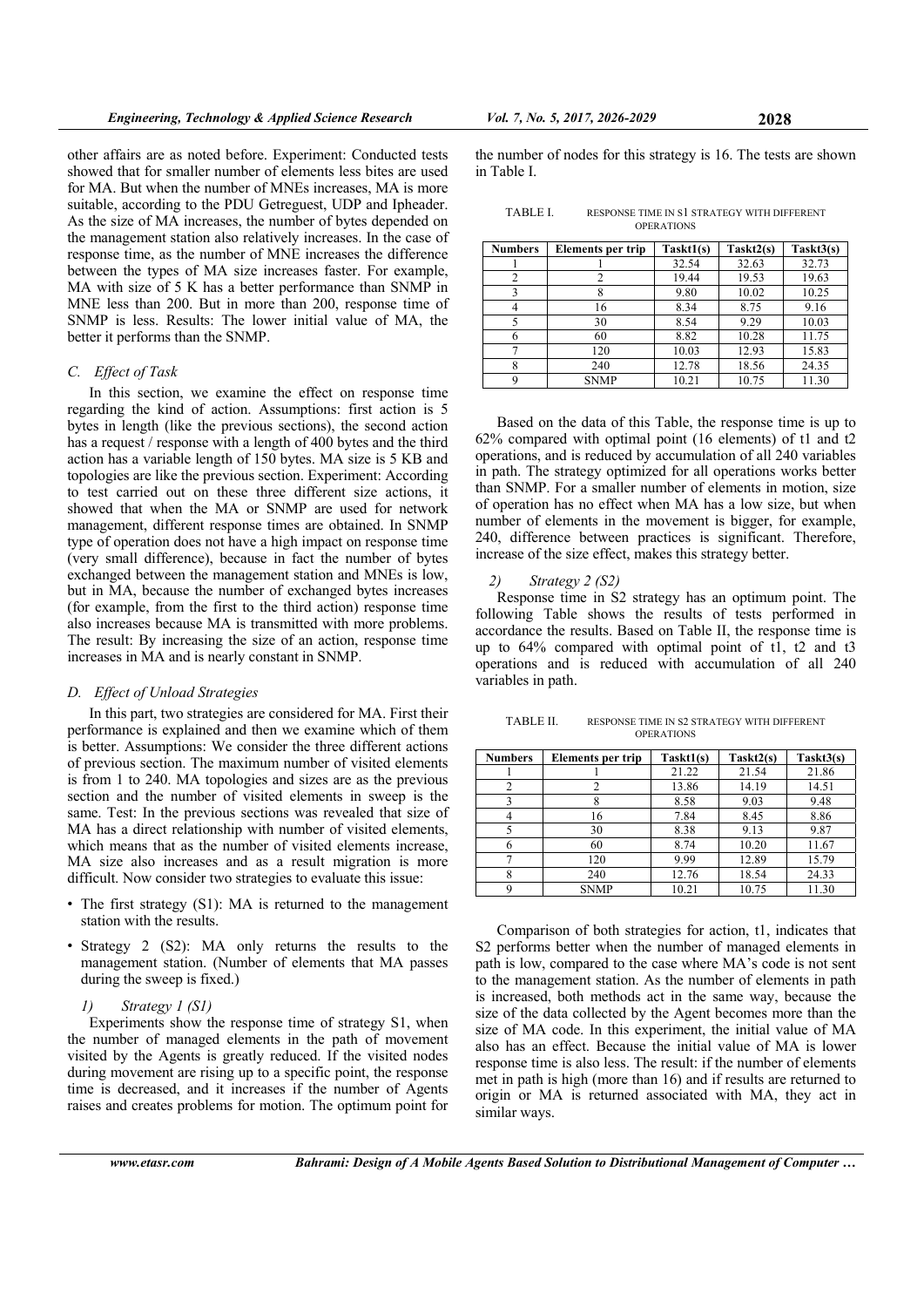other affairs are as noted before. Experiment: Conducted tests showed that for smaller number of elements less bites are used for MA. But when the number of MNEs increases, MA is more suitable, according to the PDU Getreguest, UDP and Ipheader. As the size of MA increases, the number of bytes depended on the management station also relatively increases. In the case of response time, as the number of MNE increases the difference between the types of MA size increases faster. For example, MA with size of 5 K has a better performance than SNMP in MNE less than 200. But in more than 200, response time of SNMP is less. Results: The lower initial value of MA, the better it performs than the SNMP.

### C. Effect of Task

In this section, we examine the effect on response time regarding the kind of action. Assumptions: first action is 5 bytes in length (like the previous sections), the second action has a request / response with a length of 400 bytes and the third action has a variable length of 150 bytes. MA size is 5 KB and topologies are like the previous section. Experiment: According to test carried out on these three different size actions, it showed that when the MA or SNMP are used for network management, different response times are obtained. In SNMP type of operation does not have a high impact on response time (very small difference), because in fact the number of bytes exchanged between the management station and MNEs is low, but in MA, because the number of exchanged bytes increases (for example, from the first to the third action) response time also increases because MA is transmitted with more problems. The result: By increasing the size of an action, response time increases in MA and is nearly constant in SNMP.

### D. Effect of Unload Strategies

In this part, two strategies are considered for MA. First their performance is explained and then we examine which of them is better. Assumptions: We consider the three different actions of previous section. The maximum number of visited elements is from 1 to 240. MA topologies and sizes are as the previous section and the number of visited elements in sweep is the same. Test: In the previous sections was revealed that size of MA has a direct relationship with number of visited elements, which means that as the number of visited elements increase, MA size also increases and as a result migration is more difficult. Now consider two strategies to evaluate this issue:

- The first strategy (S1): MA is returned to the management station with the results.
- Strategy 2 (S2): MA only returns the results to the management station. (Number of elements that MA passes during the sweep is fixed.)

#### 1) Strategy 1 (S1)

Experiments show the response time of strategy S1, when the number of managed elements in the path of movement visited by the Agents is greatly reduced. If the visited nodes during movement are rising up to a specific point, the response time is decreased, and it increases if the number of Agents raises and creates problems for motion. The optimum point for the number of nodes for this strategy is 16. The tests are shown in Table I.

TABLE I. RESPONSE TIME IN S1 STRATEGY WITH DIFFERENT OPERATIONS

| Numbers | Elements per trip | Taskt1(s) | Taskt2(s) | Taskt3(s) |
|---|---|---|---|---|
| 1 | 1 | 32.54 | 32.63 | 32.73 |
| 2 | 2 | 19.44 | 19.53 | 19.63 |
| 3 | 8 | 9.80 | 10.02 | 10.25 |
| 4 | 16 | 8.34 | 8.75 | 9.16 |
| 5 | 30 | 8.54 | 9.29 | 10.03 |
| 6 | 60 | 8.82 | 10.28 | 11.75 |
| 7 | 120 | 10.03 | 12.93 | 15.83 |
| 8 | 240 | 12.78 | 18.56 | 24.35 |
| 9 | SNMP | 10.21 | 10.75 | 11.30 |

Based on the data of this Table, the response time is up to 62% compared with optimal point (16 elements) of t1 and t2 operations, and is reduced by accumulation of all 240 variables in path. The strategy optimized for all operations works better than SNMP. For a smaller number of elements in motion, size of operation has no effect when MA has a low size, but when number of elements in the movement is bigger, for example, 240, difference between practices is significant. Therefore, increase of the size effect, makes this strategy better.

#### 2) Strategy 2 (S2)

Response time in S2 strategy has an optimum point. The following Table shows the results of tests performed in accordance the results. Based on Table II, the response time is up to 64% compared with optimal point of t1, t2 and t3 operations and is reduced with accumulation of all 240 variables in path.

TABLE II. RESPONSE TIME IN S2 STRATEGY WITH DIFFERENT OPERATIONS

| Numbers | Elements per trip | Taskt1(s) | Taskt2(s) | Taskt3(s) |
|---|---|---|---|---|
| 1 | 1 | 21.22 | 21.54 | 21.86 |
| 2 | 2 | 13.86 | 14.19 | 14.51 |
| 3 | 8 | 8.58 | 9.03 | 9.48 |
| 4 | 16 | 7.84 | 8.45 | 8.86 |
| 5 | 30 | 8.38 | 9.13 | 9.87 |
| 6 | 60 | 8.74 | 10.20 | 11.67 |
| 7 | 120 | 9.99 | 12.89 | 15.79 |
| 8 | 240 | 12.76 | 18.54 | 24.33 |
| 9 | SNMP | 10.21 | 10.75 | 11.30 |

Comparison of both strategies for action, t1, indicates that S2 performs better when the number of managed elements in path is low, compared to the case where MA's code is not sent to the management station. As the number of elements in path is increased, both methods act in the same way, because the size of the data collected by the Agent becomes more than the size of MA code. In this experiment, the initial value of MA also has an effect. Because the initial value of MA is lower response time is also less. The result: if the number of elements met in path is high (more than 16) and if results are returned to origin or MA is returned associated with MA, they act in similar ways.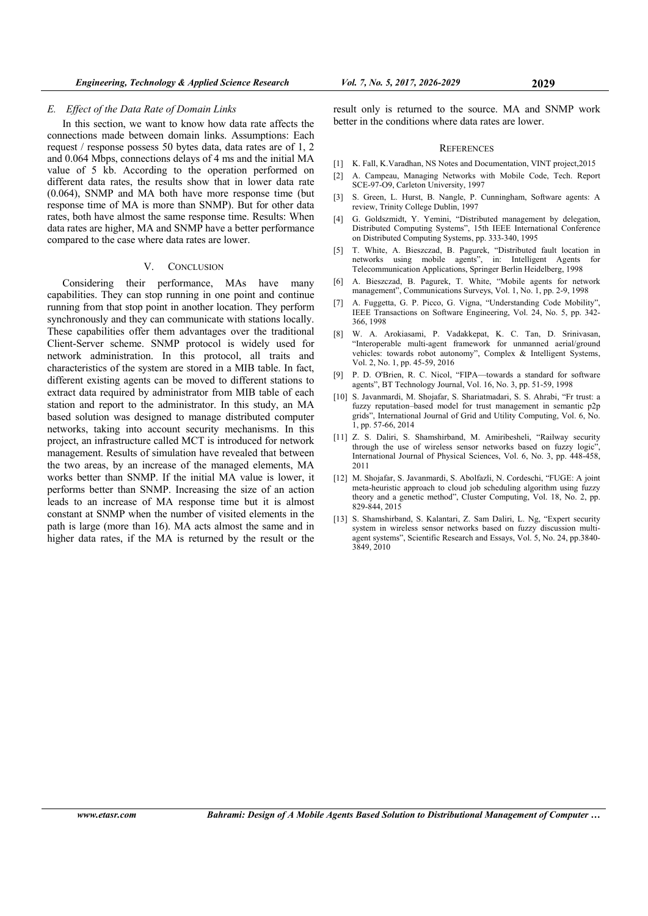### E. Effect of the Data Rate of Domain Links

In this section, we want to know how data rate affects the connections made between domain links. Assumptions: Each request / response possess 50 bytes data, data rates are of 1, 2 and 0.064 Mbps, connections delays of 4 ms and the initial MA value of 5 kb. According to the operation performed on different data rates, the results show that in lower data rate (0.064), SNMP and MA both have more response time (but response time of MA is more than SNMP). But for other data rates, both have almost the same response time. Results: When data rates are higher, MA and SNMP have a better performance compared to the case where data rates are lower.

## V. CONCLUSION

Considering their performance, MAs have many capabilities. They can stop running in one point and continue running from that stop point in another location. They perform synchronously and they can communicate with stations locally. These capabilities offer them advantages over the traditional Client-Server scheme. SNMP protocol is widely used for network administration. In this protocol, all traits and characteristics of the system are stored in a MIB table. In fact, different existing agents can be moved to different stations to extract data required by administrator from MIB table of each station and report to the administrator. In this study, an MA based solution was designed to manage distributed computer networks, taking into account security mechanisms. In this project, an infrastructure called MCT is introduced for network management. Results of simulation have revealed that between the two areas, by an increase of the managed elements, MA works better than SNMP. If the initial MA value is lower, it performs better than SNMP. Increasing the size of an action leads to an increase of MA response time but it is almost constant at SNMP when the number of visited elements in the path is large (more than 16). MA acts almost the same and in higher data rates, if the MA is returned by the result or the result only is returned to the source. MA and SNMP work better in the conditions where data rates are lower.

## REFERENCES

[1] K. Fall, K.Varadhan, NS Notes and Documentation, VINT project,2015

[2] A. Campeau, Managing Networks with Mobile Code, Tech. Report SCE-97-O9, Carleton University, 1997

[3] S. Green, L. Hurst, B. Nangle, P. Cunningham, Software agents: A review, Trinity College Dublin, 1997

[4] G. Goldszmidt, Y. Yemini, "Distributed management by delegation, Distributed Computing Systems", 15th IEEE International Conference on Distributed Computing Systems, pp. 333-340, 1995

[5] T. White, A. Bieszczad, B. Pagurek, "Distributed fault location in networks using mobile agents", in: Intelligent Agents for Telecommunication Applications, Springer Berlin Heidelberg, 1998

[6] A. Bieszczad, B. Pagurek, T. White, "Mobile agents for network management", Communications Surveys, Vol. 1, No. 1, pp. 2-9, 1998

[7] A. Fuggetta, G. P. Picco, G. Vigna, "Understanding Code Mobility", IEEE Transactions on Software Engineering, Vol. 24, No. 5, pp. 342-366, 1998

[8] W. A. Arokiasami, P. Vadakkepat, K. C. Tan, D. Srinivasan, "Interoperable multi-agent framework for unmanned aerial/ground vehicles: towards robot autonomy", Complex & Intelligent Systems, Vol. 2, No. 1, pp. 45-59, 2016

[9] P. D. O'Brien, R. C. Nicol, "FIPA—towards a standard for software agents", BT Technology Journal, Vol. 16, No. 3, pp. 51-59, 1998

[10] S. Javanmardi, M. Shojafar, S. Shariatmadari, S. S. Ahrabi, "Fr trust: a fuzzy reputation–based model for trust management in semantic p2p grids", International Journal of Grid and Utility Computing, Vol. 6, No. 1, pp. 57-66, 2014

[11] Z. S. Daliri, S. Shamshirband, M. Amiribesheli, "Railway security through the use of wireless sensor networks based on fuzzy logic", International Journal of Physical Sciences, Vol. 6, No. 3, pp. 448-458, 2011

[12] M. Shojafar, S. Javanmardi, S. Abolfazli, N. Cordeschi, "FUGE: A joint meta-heuristic approach to cloud job scheduling algorithm using fuzzy theory and a genetic method", Cluster Computing, Vol. 18, No. 2, pp. 829-844, 2015

[13] S. Shamshirband, S. Kalantari, Z. Sam Daliri, L. Ng, "Expert security system in wireless sensor networks based on fuzzy discussion multi-agent systems", Scientific Research and Essays, Vol. 5, No. 24, pp.3840-3849, 2010